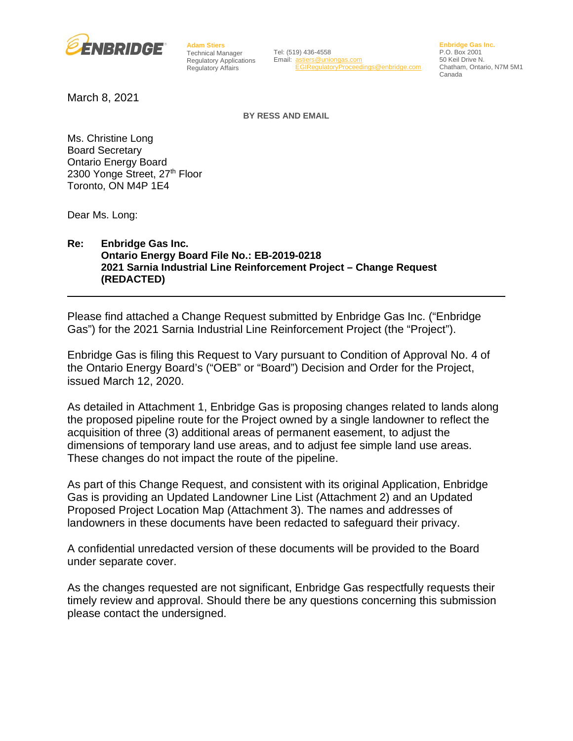ENBRIDGE

**Adam Stiers**
Technical Manager
Regulatory Applications
Regulatory Affairs

Tel: (519) 436-4558
Email: astiers@uniongas.com
EGIRegulatoryProceedings@enbridge.com

**Enbridge Gas Inc.**
P.O. Box 2001
50 Keil Drive N.
Chatham, Ontario, N7M 5M1
Canada

March 8, 2021

**BY RESS AND EMAIL**

Ms. Christine Long
Board Secretary
Ontario Energy Board
2300 Yonge Street, 27th Floor
Toronto, ON M4P 1E4

Dear Ms. Long:

**Re: Enbridge Gas Inc.**
**Ontario Energy Board File No.: EB-2019-0218**
**2021 Sarnia Industrial Line Reinforcement Project – Change Request (REDACTED)**

---

Please find attached a Change Request submitted by Enbridge Gas Inc. ("Enbridge Gas") for the 2021 Sarnia Industrial Line Reinforcement Project (the "Project").

Enbridge Gas is filing this Request to Vary pursuant to Condition of Approval No. 4 of the Ontario Energy Board's ("OEB" or "Board") Decision and Order for the Project, issued March 12, 2020.

As detailed in Attachment 1, Enbridge Gas is proposing changes related to lands along the proposed pipeline route for the Project owned by a single landowner to reflect the acquisition of three (3) additional areas of permanent easement, to adjust the dimensions of temporary land use areas, and to adjust fee simple land use areas. These changes do not impact the route of the pipeline.

As part of this Change Request, and consistent with its original Application, Enbridge Gas is providing an Updated Landowner Line List (Attachment 2) and an Updated Proposed Project Location Map (Attachment 3). The names and addresses of landowners in these documents have been redacted to safeguard their privacy.

A confidential unredacted version of these documents will be provided to the Board under separate cover.

As the changes requested are not significant, Enbridge Gas respectfully requests their timely review and approval. Should there be any questions concerning this submission please contact the undersigned.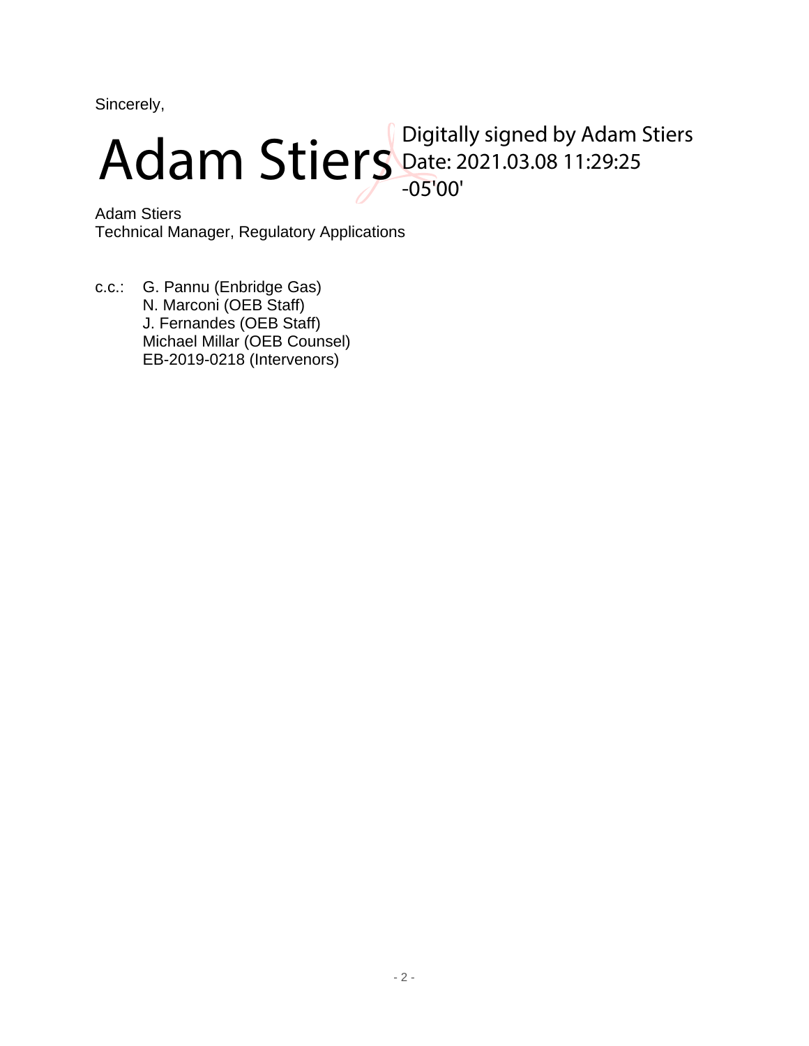Sincerely,

Adam Stiers

Digitally signed by Adam Stiers
Date: 2021.03.08 11:29:25
-05'00'

Adam Stiers
Technical Manager, Regulatory Applications

c.c.: G. Pannu (Enbridge Gas)
N. Marconi (OEB Staff)
J. Fernandes (OEB Staff)
Michael Millar (OEB Counsel)
EB-2019-0218 (Intervenors)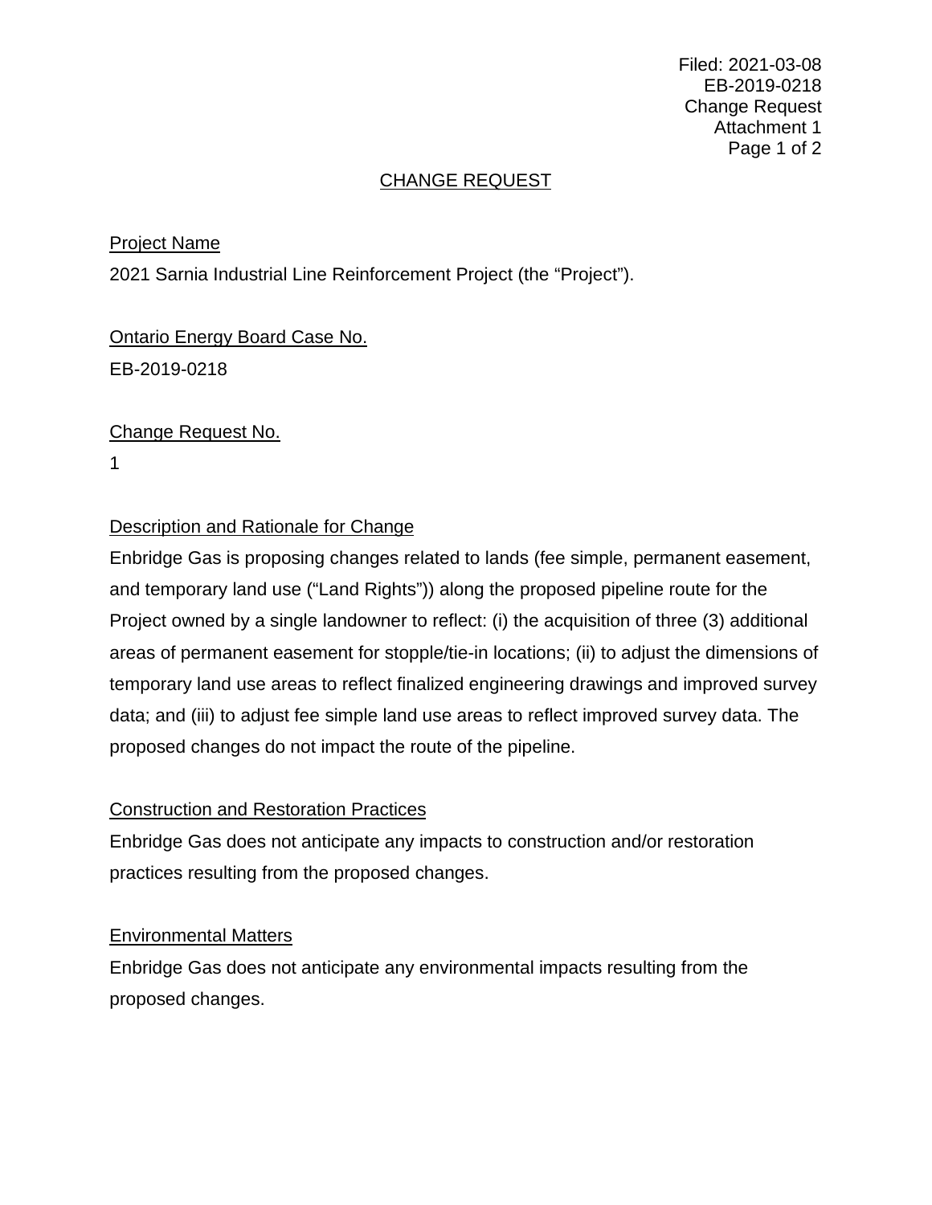Filed: 2021-03-08
EB-2019-0218
Change Request
Attachment 1

# CHANGE REQUEST

## Project Name

2021 Sarnia Industrial Line Reinforcement Project (the "Project").

## Ontario Energy Board Case No.

EB-2019-0218

## Change Request No.

1

## Description and Rationale for Change

Enbridge Gas is proposing changes related to lands (fee simple, permanent easement, and temporary land use ("Land Rights")) along the proposed pipeline route for the Project owned by a single landowner to reflect: (i) the acquisition of three (3) additional areas of permanent easement for stopple/tie-in locations; (ii) to adjust the dimensions of temporary land use areas to reflect finalized engineering drawings and improved survey data; and (iii) to adjust fee simple land use areas to reflect improved survey data. The proposed changes do not impact the route of the pipeline.

## Construction and Restoration Practices

Enbridge Gas does not anticipate any impacts to construction and/or restoration practices resulting from the proposed changes.

## Environmental Matters

Enbridge Gas does not anticipate any environmental impacts resulting from the proposed changes.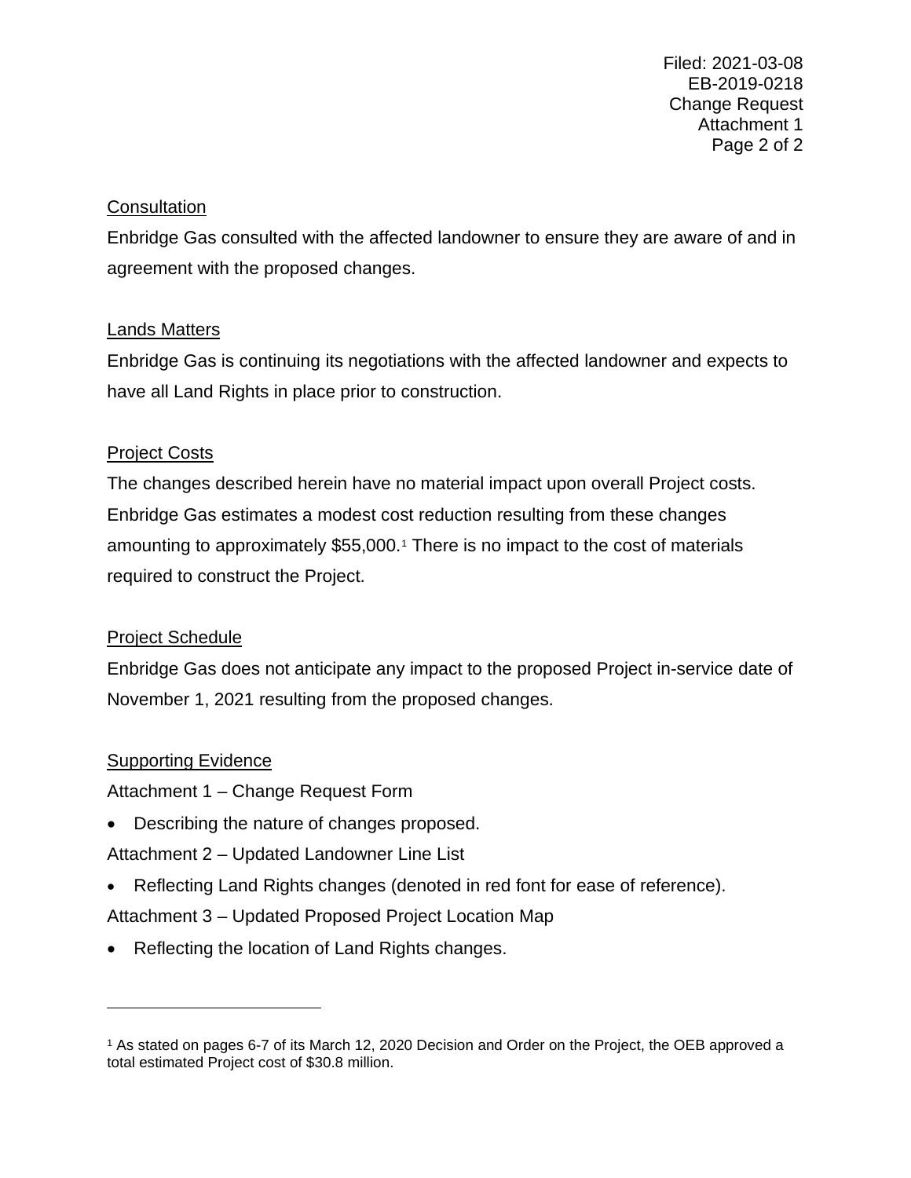## Consultation

Enbridge Gas consulted with the affected landowner to ensure they are aware of and in agreement with the proposed changes.

## Lands Matters

Enbridge Gas is continuing its negotiations with the affected landowner and expects to have all Land Rights in place prior to construction.

## Project Costs

The changes described herein have no material impact upon overall Project costs. Enbridge Gas estimates a modest cost reduction resulting from these changes amounting to approximately $55,000.[1] There is no impact to the cost of materials required to construct the Project.

## Project Schedule

Enbridge Gas does not anticipate any impact to the proposed Project in-service date of November 1, 2021 resulting from the proposed changes.

## Supporting Evidence

Attachment 1 – Change Request Form

- Describing the nature of changes proposed.

Attachment 2 – Updated Landowner Line List

- Reflecting Land Rights changes (denoted in red font for ease of reference).

Attachment 3 – Updated Proposed Project Location Map

- Reflecting the location of Land Rights changes.

---

[1] As stated on pages 6-7 of its March 12, 2020 Decision and Order on the Project, the OEB approved a total estimated Project cost of $30.8 million.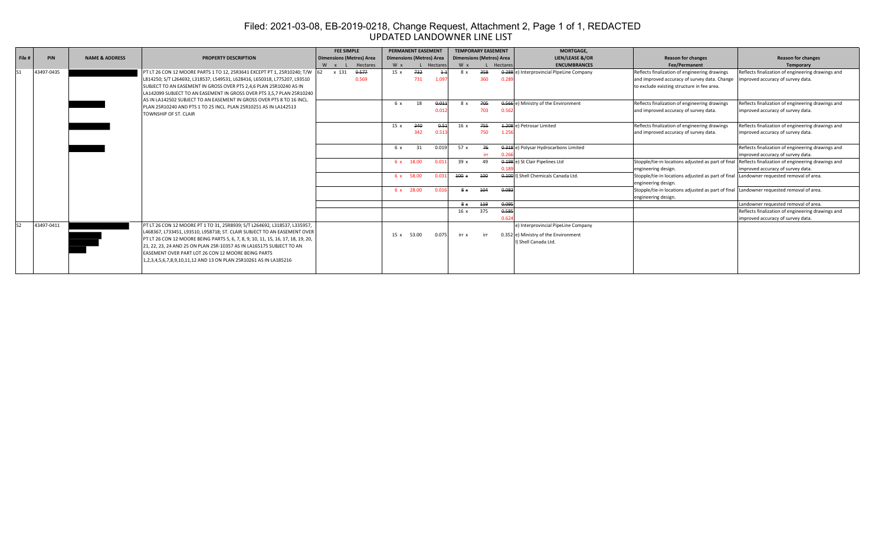# Filed: 2021-03-08, EB-2019-0218, Change Request, Attachment 2, Page 1 of 1, REDACTED

## UPDATED LANDOWNER LINE LIST

| File # | PIN | NAME & ADDRESS | PROPERTY DESCRIPTION | FEE SIMPLE Dimensions (Metres) Area W x L Hectares | PERMANENT EASEMENT Dimensions (Metres) Area W x L Hectares | TEMPORARY EASEMENT Dimensions (Metres) Area W x L Hectares | MORTGAGE, LIEN/LEASE &/OR ENCUMBRANCES | Reason for changes Fee/Permanent | Reason for changes Temporary |
|---|---|---|---|---|---|---|---|---|---|
| S1 | 43497-0435 | | PT LT 26 CON 12 MOORE PARTS 1 TO 12, 25R3641 EXCEPT PT 1, 25R10240; T/W L814250; S/T L264692, L318537, L549531, L628416, L650318, L775207, L93510 SUBJECT TO AN EASEMENT IN GROSS OVER PTS 2,4,6 PLAN 25R10240 AS IN LA142099 SUBJECT TO AN EASEMENT IN GROSS OVER PTS 3,5,7 PLAN 25R10240 AS IN LA142502 SUBJECT TO AN EASEMENT IN GROSS OVER PTS 8 TO 16 INCL. PLAN 25R10240 AND PTS 1 TO 25 INCL. PLAN 25R10251 AS IN LA142513 TOWNSHIP OF ST. CLAIR | 62 x 131 ~~0.577~~ 0.569 | 15 x ~~732~~ 731 ~~1.1~~ 1.097 | 8 x ~~358~~ 360 ~~0.288~~ 0.289 | e) Interprovincial PipeLine Company | Reflects finalization of engineering drawings and improved accuracy of survey data. Change to exclude existing structure in fee area. | Reflects finalization of engineering drawings and improved accuracy of survey data. |
| | | | | | 6 x 18 ~~0.011~~ 0.012 | 8 x ~~705~~ 703 ~~0.566~~ 0.562 | e) Ministry of the Environment | Reflects finalization of engineering drawings and improved accuracy of survey data. | Reflects finalization of engineering drawings and improved accuracy of survey data. |
| | | | | | 15 x ~~340~~ 342 ~~0.51~~ 0.513 | 16 x ~~755~~ 750 ~~1.208~~ 1.256 | e) Petrosar Limited | Reflects finalization of engineering drawings and improved accuracy of survey data. | Reflects finalization of engineering drawings and improved accuracy of survey data. |
| | | | | | 6 x 31 0.019 | 57 x ~~76~~ irr ~~0.318~~ 0.266 | e) Polysar Hydrocarbons Limited | | Reflects finalization of engineering drawings and improved accuracy of survey data. |
| | | | | | 6 x 18.00 0.011 | 39 x 49 ~~0.198~~ 0.189 | e) St Clair Pipelines Ltd | Stopple/tie-in locations adjusted as part of final engineering design. | Reflects finalization of engineering drawings and improved accuracy of survey data. |
| | | | | | 6 x 58.00 0.031 | ~~100 x~~ ~~100~~ ~~0.100~~ | l) Shell Chemicals Canada Ltd. | Stopple/tie-in locations adjusted as part of final engineering design. | Landowner requested removal of area. |
| | | | | | 6 x 28.00 0.016 | ~~8 x~~ ~~104~~ ~~0.083~~ | | Stopple/tie-in locations adjusted as part of final engineering design. | Landowner requested removal of area. |
| | | | | | | ~~8 x~~ ~~119~~ ~~0.095~~ | | | Landowner requested removal of area. |
| | | | | | | 16 x 375 ~~0.585~~ 0.624 | | | Reflects finalization of engineering drawings and improved accuracy of survey data. |
| S2 | 43497-0411 | | PT LT 26 CON 12 MOORE PT 1 TO 31, 25R8939; S/T L264692, L318537, L335957, L468367, L733451, L93510, L958718; ST. CLAIR SUBJECT TO AN EASEMENT OVER PT LT 26 CON 12 MOORE BEING PARTS 5, 6, 7, 8, 9, 10, 11, 15, 16, 17, 18, 19, 20, 21, 22, 23, 24 AND 25 ON PLAN 25R-10357 AS IN LA165175 SUBJECT TO AN EASEMENT OVER PART LOT 26 CON 12 MOORE BEING PARTS 1,2,3,4,5,6,7,8,9,10,11,12 AND 13 ON PLAN 25R10261 AS IN LA185216 | | 15 x 53.00 0.075 | irr x irr 0.352 | e) Interprovincial PipeLine Company<br>e) Ministry of the Environment<br>l) Shell Canada Ltd. | | |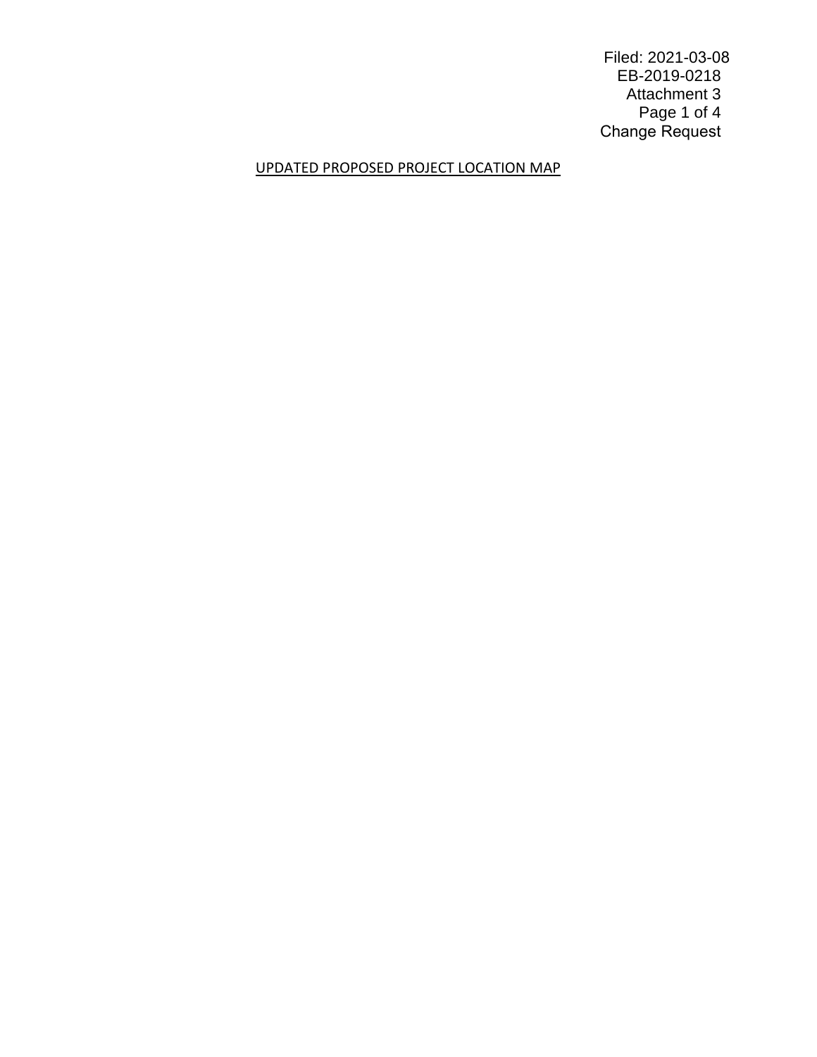Filed: 2021-03-08
EB-2019-0218
Attachment 3
Change Request

UPDATED PROPOSED PROJECT LOCATION MAP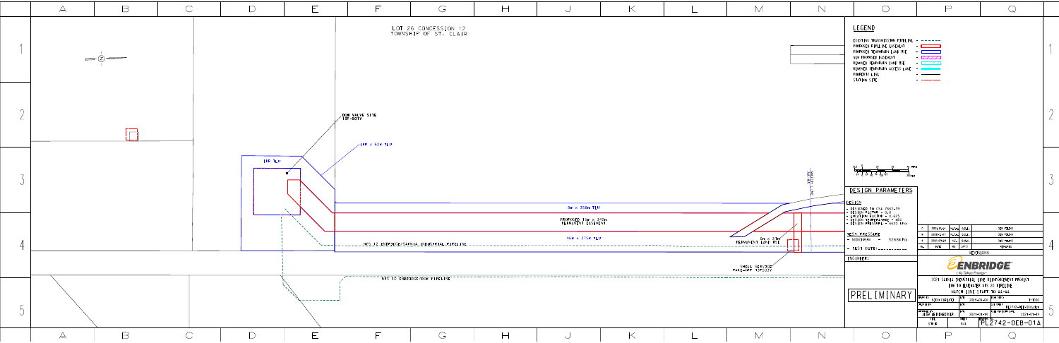LOT 26 CONCESSION 12
TOWNSHIP OF ST. CLAIR

DOW VALVE SITE
13F-501V

15m TLU

18m x 62m TLU

8m x 250m TLU

PROPOSED 15m x 342m
PERMANENT EASEMENT

16m x 315m TLU

NPS 12 ENBRIDGE/SARNIA INDUSTRIAL PIPELINE

NPS 10 ENBRIDGE/DOW PIPELINE

3m x 37m
PERMANENT LAND USE

SMALL SERVICE
TAKE-OFF 13F5030

MATCH LINE

## LEGEND

- EXISTING TRANSMISSION PIPELINE
- PROPOSED PIPELINE EASEMENT
- PROPOSED TEMPORARY LAND USE
- NEW PROPOSED EASEMENT
- PLANNED TEMPORARY LAND USE
- PLANNED TEMPORARY ACCESS LANE
- PROPERTY LINE
- STATION SITE

## DESIGN PARAMETERS

**DESIGN**

- DESIGNED TO CSA Z662-11
- DESIGN FACTOR = 0.8
- LOCATION FACTOR = 0.625
- DESIGN TEMPERATURE = 40C
- DESIGN PRESSURE = 6620 kPa

**TEST PRESSURE**

- MINIMUM = 9268kPa
- TEST DATE: ............

ENGINEER:

PRELIMINARY

| No. | DATE | BY | APPD | REMARKS |
|---|---|---|---|---|
| C | | | | |
| B | | | | |
| A | 2021-03-30 | | | |
| No. | DATE | BY | APPD | REMARKS |

REVISIONS

ENBRIDGE
Life Takes Energy

2021 SARNIA INDUSTRIAL LINE REINFORCEMENT PROJECT
DOW TO BLUEWATER NPS 20 PIPELINE
MATCH LINE START TO AA-AA

SCALE: 1:1000
DRAWING No.: PL2742-DEB-01A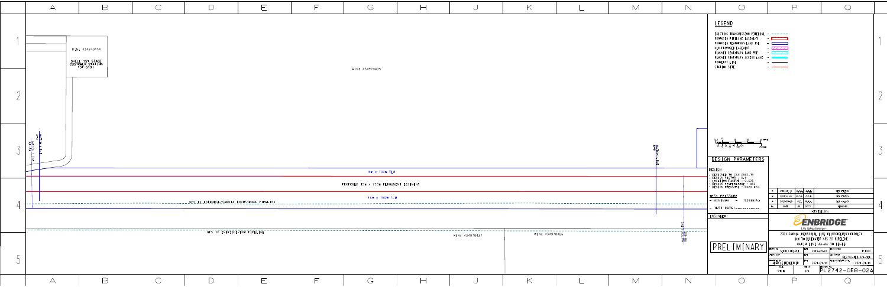PIN: 434970434

SHELL 1ST STAGE CUSTOMER STATION (SF-5791)

PIN: 434970435

8m x 703m TLU

PROPOSED 15m x 733m PERMANENT EASEMENT

15m x 750m TLU

NPS 12 ENBRIDGE/SARNIA INDUSTRIAL PIPELINE

NPS 10 ENBRIDGE/DOW PIPELINE

PIN: 434970437

PIN: 434970426

MATCH LINE

## LEGEND

- EXISTING TRANSMISSION PIPELINE
- PROPOSED PIPELINE EASEMENT
- PROPOSED TEMPORARY LAND USE
- NEW PROPOSED EASEMENT
- REVISED TEMPORARY LAND USE
- REVISED TEMPORARY ACCESS LANE
- PROPERTY LINE
- STATION SITE

## DESIGN PARAMETERS

DESIGN

- DESIGNED TO CSA Z662-19
- DESIGN FACTOR = 0.8
- LOCATION FACTOR = 0.625
- DESIGN TEMPERATURE = 40C
- DESIGN PRESSURE = 6620 kPa

TEST PRESSURE

- MINIMUM = 9268kPa
- TEST DATE: ...........

ENGINEER:

PRELIMINARY

| No. | DATE | BY | CHK'D | REMARKS |
|---|---|---|---|---|
| C | | | | |
| B | | | | |
| A | | | | |

REVISIONS

ENBRIDGE

Life Takes Energy®

2021 SARNIA INDUSTRIAL LINE REINFORCEMENT PROJECT

DOW TO BLUEWATER NPS 20 PIPELINE

MATCH LINE AA-AA TO BB-BB

PL2742-OEB-02A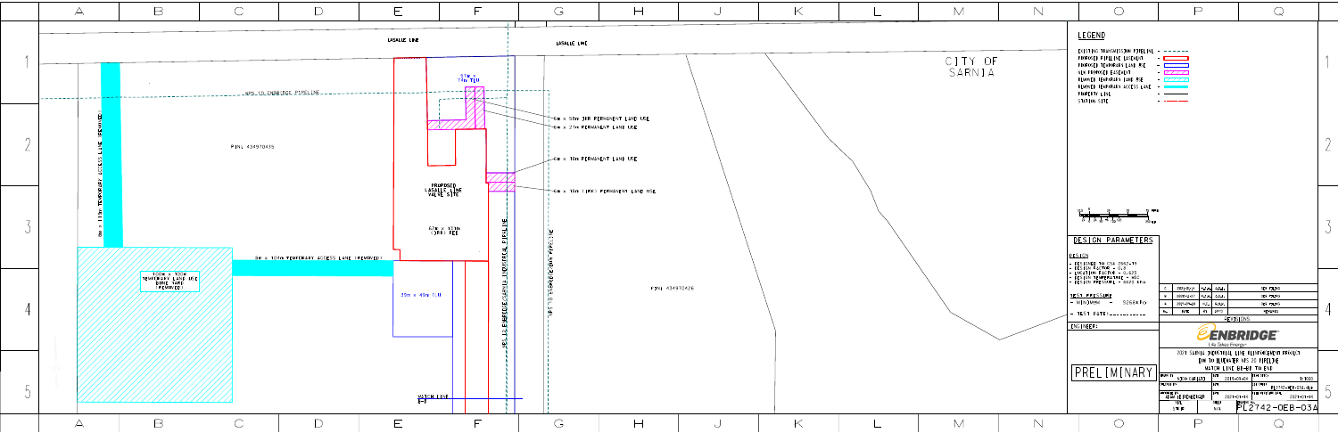LASALLE LINE

CITY OF SARNIA

NPS 10 ENBRIDGE PIPELINE

PIN: 434970435

8m x 117m TEMPORARY ACCESS LANE (REMAINS)

57m x 74m TLU

6m x 58m 3RD PERMANENT LAND USE

6m x 27m PERMANENT LAND USE

6m x 18m PERMANENT LAND USE

6m x 18m (3RD) PERMANENT LAND USE

PROPOSED LASALLE LINE VALVE SITE

67m x 124m (3RD) FEE

8m x 106m TEMPORARY ACCESS LANE (REMAINS)

100m x 100m TEMPORARY LAND USE (BERM YARD) (REMAINS)

39m x 40m TLU

NPS 10 ENBRIDGE SARNIA INDUSTRIAL PIPELINE

NPS 10 ENBRIDGE/ENV PIPELINE

PIN: 434970426

MATCH LINE B-B

## LEGEND

- EXISTING TRANSMISSION PIPELINE
- PROPOSED PIPELINE EASEMENT
- PROPOSED TEMPORARY LAND USE
- NEW PROPOSED EASEMENT
- REMAINED TEMPORARY LAND USE
- REMAINED TEMPORARY ACCESS LANE
- PROPERTY LINE
- STATION SITE

## DESIGN PARAMETERS

DESIGN

- DESIGNED TO CSA Z662-19
- DESIGN FACTOR - 0.8
- LOCATION FACTOR - 0.625
- DESIGN TEMPERATURE - 40C
- DESIGN PRESSURE - 6620 kPa

TEST PRESSURE

- MINIMUM - 9268kPa
- TEST DATE: ..........

ENGINEER:

PRELIMINARY

| No. | DATE | BY | APPD | REMARKS |
|---|---|---|---|---|
| C | 2021-05-31 | | | ISSUE FOR INFO |
| B | 2021-04-27 | | | ISSUE FOR INFO |
| A | 2021-04-20 | | | ISSUE FOR INFO |

REVISIONS

ENBRIDGE
Life Takes Energy

2021 SARNIA INDUSTRIAL LINE REINFORCEMENT PROJECT

EOM TO BLUEWATER NPS 20 PIPELINE

MATCH LINE BB-BB TO END

SCALE 1:1000

DRAWING No. PL2742-0EB-03A